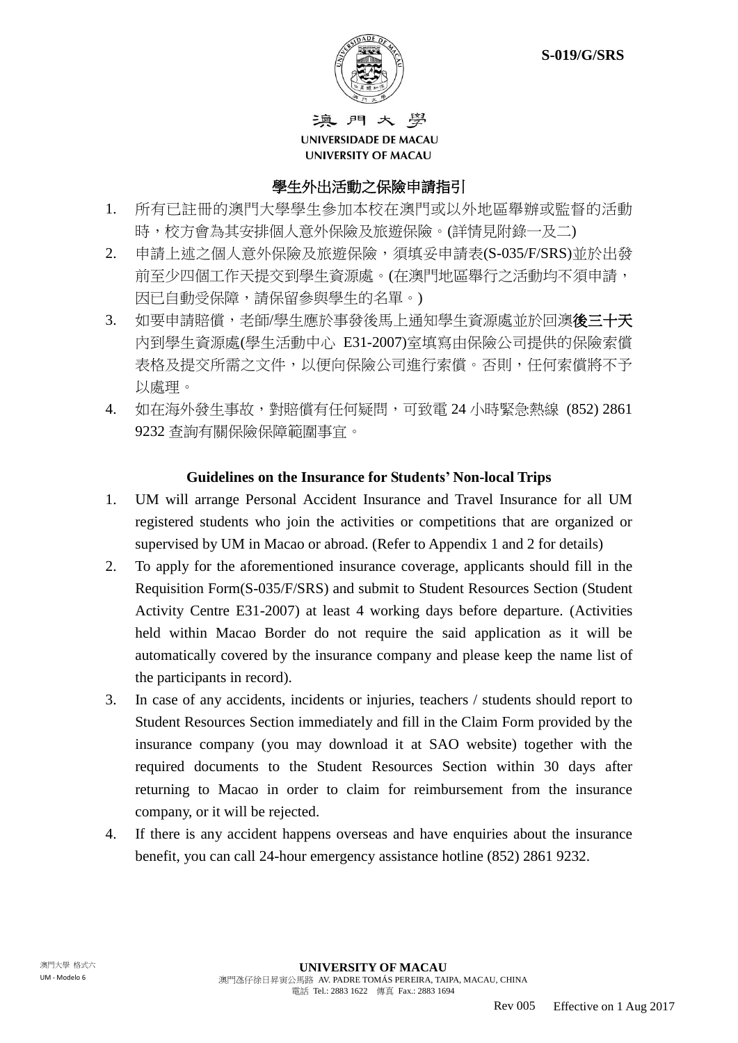S-019/G/SRS

澳門大學
UNIVERSIDADE DE MACAU
UNIVERSITY OF MACAU

## 學生外出活動之保險申請指引

1. 所有已註冊的澳門大學學生參加本校在澳門或以外地區舉辦或監督的活動時，校方會為其安排個人意外保險及旅遊保險。(詳情見附錄一及二)
2. 申請上述之個人意外保險及旅遊保險，須填妥申請表(S-035/F/SRS)並於出發前至少四個工作天提交到學生資源處。(在澳門地區舉行之活動均不須申請，因已自動受保障，請保留參與學生的名單。)
3. 如要申請賠償，老師/學生應於事發後馬上通知學生資源處並於回澳**後三十天**內到學生資源處(學生活動中心 E31-2007)室填寫由保險公司提供的保險索償表格及提交所需之文件，以便向保險公司進行索償。否則，任何索償將不予以處理。
4. 如在海外發生事故，對賠償有任何疑問，可致電 24 小時緊急熱線 (852) 2861 9232 查詢有關保險保障範圍事宜。

## Guidelines on the Insurance for Students' Non-local Trips

1. UM will arrange Personal Accident Insurance and Travel Insurance for all UM registered students who join the activities or competitions that are organized or supervised by UM in Macao or abroad. (Refer to Appendix 1 and 2 for details)
2. To apply for the aforementioned insurance coverage, applicants should fill in the Requisition Form(S-035/F/SRS) and submit to Student Resources Section (Student Activity Centre E31-2007) at least 4 working days before departure. (Activities held within Macao Border do not require the said application as it will be automatically covered by the insurance company and please keep the name list of the participants in record).
3. In case of any accidents, incidents or injuries, teachers / students should report to Student Resources Section immediately and fill in the Claim Form provided by the insurance company (you may download it at SAO website) together with the required documents to the Student Resources Section within 30 days after returning to Macao in order to claim for reimbursement from the insurance company, or it will be rejected.
4. If there is any accident happens overseas and have enquiries about the insurance benefit, you can call 24-hour emergency assistance hotline (852) 2861 9232.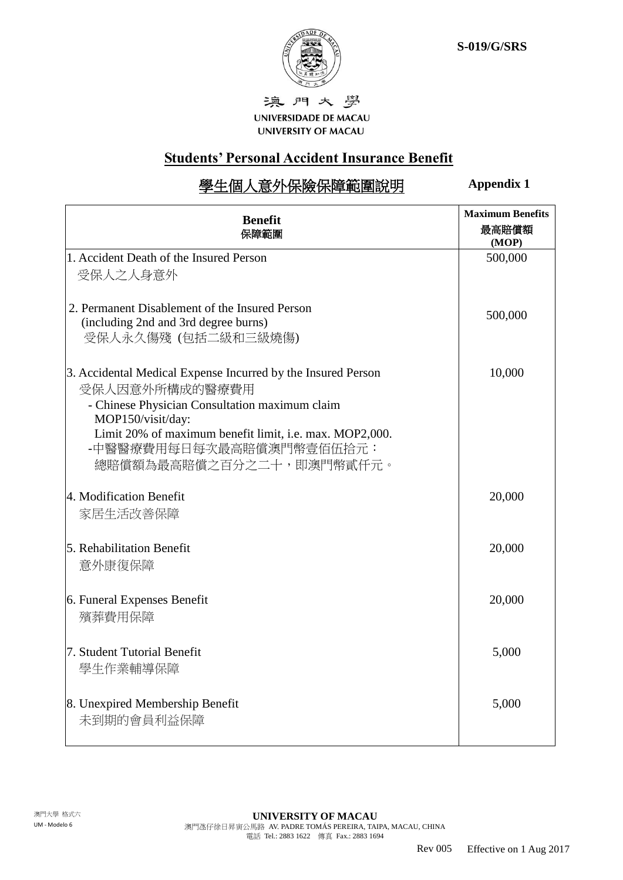S-019/G/SRS

澳門大學
UNIVERSIDADE DE MACAU
UNIVERSITY OF MACAU

## Students' Personal Accident Insurance Benefit

## 學生個人意外保險保障範圍說明

**Appendix 1**

| **Benefit** 保障範圍 | **Maximum Benefits** 最高賠償額 **(MOP)** |
|---|---|
| 1. Accident Death of the Insured Person<br>受保人之人身意外 | 500,000 |
| 2. Permanent Disablement of the Insured Person (including 2nd and 3rd degree burns)<br>受保人永久傷殘 (包括二級和三級燒傷) | 500,000 |
| 3. Accidental Medical Expense Incurred by the Insured Person<br>受保人因意外所構成的醫療費用<br>- Chinese Physician Consultation maximum claim MOP150/visit/day:<br>Limit 20% of maximum benefit limit, i.e. max. MOP2,000.<br>-中醫醫療費用每日每次最高賠償澳門幣壹佰伍拾元：<br>總賠償額為最高賠償之百分之二十，即澳門幣貳仟元。 | 10,000 |
| 4. Modification Benefit<br>家居生活改善保障 | 20,000 |
| 5. Rehabilitation Benefit<br>意外康復保障 | 20,000 |
| 6. Funeral Expenses Benefit<br>殯葬費用保障 | 20,000 |
| 7. Student Tutorial Benefit<br>學生作業輔導保障 | 5,000 |
| 8. Unexpired Membership Benefit<br>未到期的會員利益保障 | 5,000 |

澳門大學 格式六
UM - Modelo 6

**UNIVERSITY OF MACAU**
澳門氹仔徐日昇寅公馬路 AV. PADRE TOMÁS PEREIRA, TAIPA, MACAU, CHINA
電話 Tel.: 2883 1622 傳真 Fax.: 2883 1694

Rev 005 Effective on 1 Aug 2017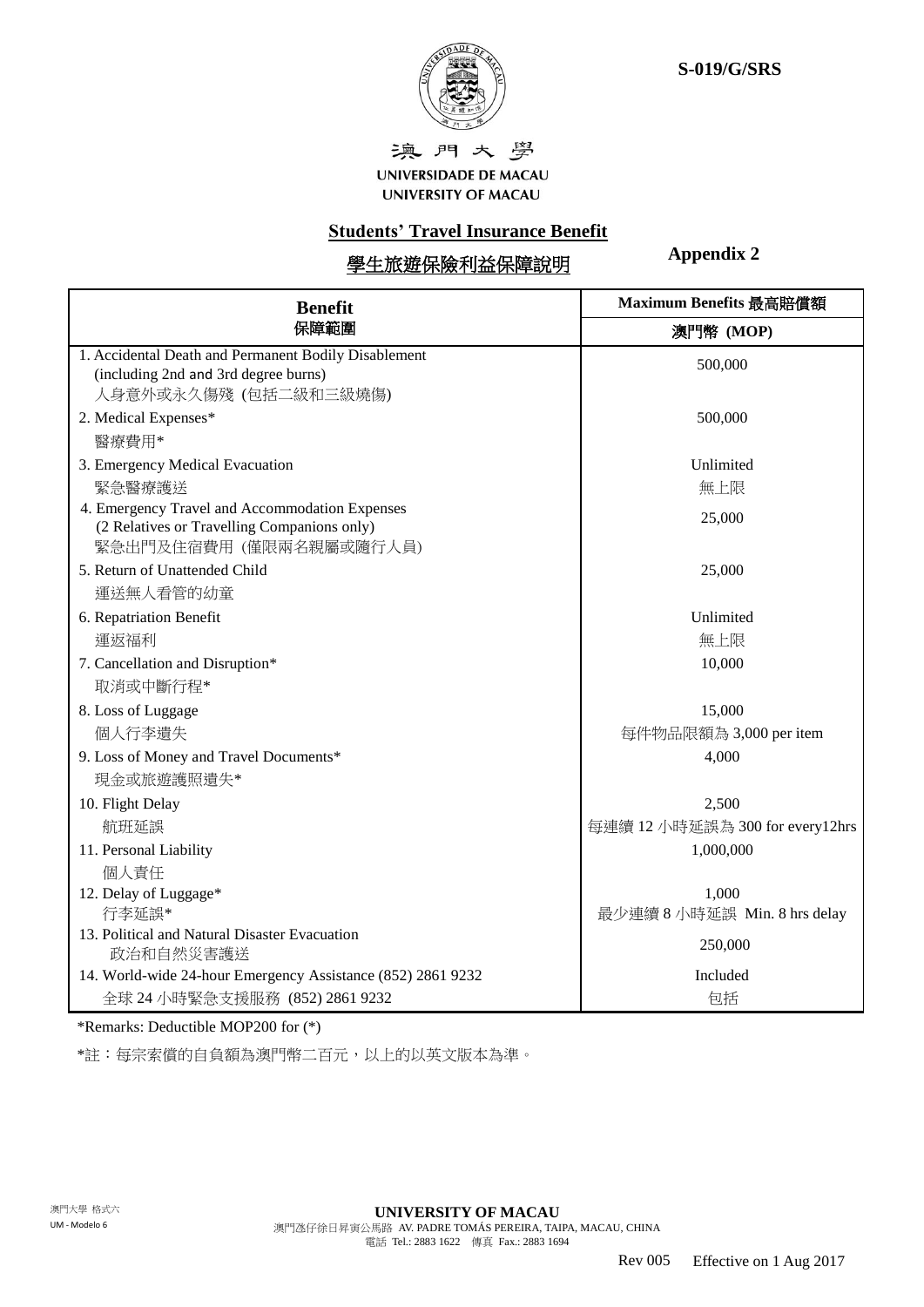S-019/G/SRS

澳門大學
UNIVERSIDADE DE MACAU
UNIVERSITY OF MACAU

## Students' Travel Insurance Benefit

## 學生旅遊保險利益保障說明

**Appendix 2**

| Benefit<br>保障範圍 | Maximum Benefits 最高賠償額<br>澳門幣 (MOP) |
|---|---|
| 1. Accidental Death and Permanent Bodily Disablement (including 2nd and 3rd degree burns)<br>人身意外或永久傷殘 (包括二級和三級燒傷) | 500,000 |
| 2. Medical Expenses*<br>醫療費用* | 500,000 |
| 3. Emergency Medical Evacuation<br>緊急醫療護送 | Unlimited<br>無上限 |
| 4. Emergency Travel and Accommodation Expenses (2 Relatives or Travelling Companions only)<br>緊急出門及住宿費用 (僅限兩名親屬或隨行人員) | 25,000 |
| 5. Return of Unattended Child<br>運送無人看管的幼童 | 25,000 |
| 6. Repatriation Benefit<br>運返福利 | Unlimited<br>無上限 |
| 7. Cancellation and Disruption*<br>取消或中斷行程* | 10,000 |
| 8. Loss of Luggage<br>個人行李遺失 | 15,000<br>每件物品限額為 3,000 per item |
| 9. Loss of Money and Travel Documents*<br>現金或旅遊護照遺失* | 4,000 |
| 10. Flight Delay<br>航班延誤 | 2,500<br>每連續 12 小時延誤為 300 for every12hrs |
| 11. Personal Liability<br>個人責任 | 1,000,000 |
| 12. Delay of Luggage*<br>行李延誤* | 1,000<br>最少連續 8 小時延誤 Min. 8 hrs delay |
| 13. Political and Natural Disaster Evacuation<br>政治和自然災害護送 | 250,000 |
| 14. World-wide 24-hour Emergency Assistance (852) 2861 9232<br>全球 24 小時緊急支援服務 (852) 2861 9232 | Included<br>包括 |

*Remarks: Deductible MOP200 for (*)

*註：每宗索償的自負額為澳門幣二百元，以上的以英文版本為準。

澳門大學 格式六
UM - Modelo 6

UNIVERSITY OF MACAU
澳門氹仔徐日昇寅公馬路 AV. PADRE TOMÁS PEREIRA, TAIPA, MACAU, CHINA
電話 Tel.: 2883 1622 傳真 Fax.: 2883 1694

Rev 005 Effective on 1 Aug 2017